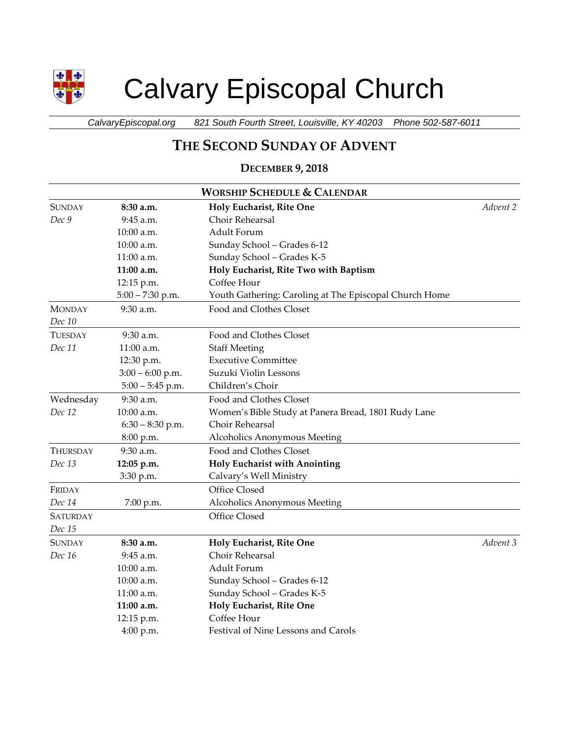# Calvary Episcopal Church

*CalvaryEpiscopal.org 821 South Fourth Street, Louisville, KY 40203 Phone 502-587-6011*

## THE SECOND SUNDAY OF ADVENT

### DECEMBER 9, 2018

| WORSHIP SCHEDULE & CALENDAR | | | |
|---|---|---|---|
| SUNDAY | **8:30 a.m.** | **Holy Eucharist, Rite One** | *Advent 2* |
| *Dec 9* | 9:45 a.m. | Choir Rehearsal | |
| | 10:00 a.m. | Adult Forum | |
| | 10:00 a.m. | Sunday School – Grades 6-12 | |
| | 11:00 a.m. | Sunday School – Grades K-5 | |
| | **11:00 a.m.** | **Holy Eucharist, Rite Two with Baptism** | |
| | 12:15 p.m. | Coffee Hour | |
| | 5:00 – 7:30 p.m. | Youth Gathering: Caroling at The Episcopal Church Home | |
| MONDAY | 9:30 a.m. | Food and Clothes Closet | |
| *Dec 10* | | | |
| TUESDAY | 9:30 a.m. | Food and Clothes Closet | |
| *Dec 11* | 11:00 a.m. | Staff Meeting | |
| | 12:30 p.m. | Executive Committee | |
| | 3:00 – 6:00 p.m. | Suzuki Violin Lessons | |
| | 5:00 – 5:45 p.m. | Children's Choir | |
| Wednesday | 9:30 a.m. | Food and Clothes Closet | |
| *Dec 12* | 10:00 a.m. | Women's Bible Study at Panera Bread, 1801 Rudy Lane | |
| | 6:30 – 8:30 p.m. | Choir Rehearsal | |
| | 8:00 p.m. | Alcoholics Anonymous Meeting | |
| THURSDAY | 9:30 a.m. | Food and Clothes Closet | |
| *Dec 13* | **12:05 p.m.** | **Holy Eucharist with Anointing** | |
| | 3:30 p.m. | Calvary's Well Ministry | |
| FRIDAY | | Office Closed | |
| *Dec 14* | 7:00 p.m. | Alcoholics Anonymous Meeting | |
| SATURDAY | | Office Closed | |
| *Dec 15* | | | |
| SUNDAY | **8:30 a.m.** | **Holy Eucharist, Rite One** | *Advent 3* |
| *Dec 16* | 9:45 a.m. | Choir Rehearsal | |
| | 10:00 a.m. | Adult Forum | |
| | 10:00 a.m. | Sunday School – Grades 6-12 | |
| | 11:00 a.m. | Sunday School – Grades K-5 | |
| | **11:00 a.m.** | **Holy Eucharist, Rite One** | |
| | 12:15 p.m. | Coffee Hour | |
| | 4:00 p.m. | Festival of Nine Lessons and Carols | |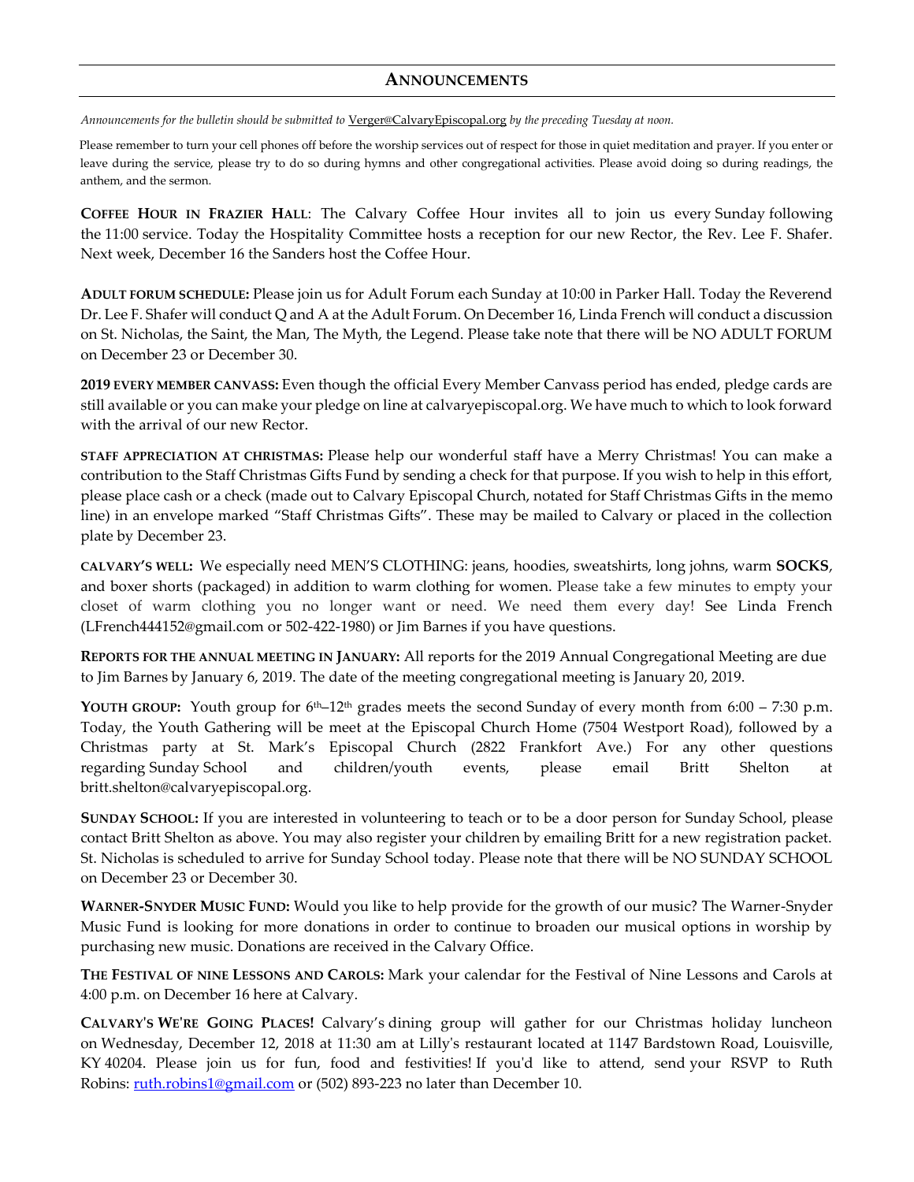## Announcements

*Announcements for the bulletin should be submitted to* Verger@CalvaryEpiscopal.org *by the preceding Tuesday at noon.*

Please remember to turn your cell phones off before the worship services out of respect for those in quiet meditation and prayer. If you enter or leave during the service, please try to do so during hymns and other congregational activities. Please avoid doing so during readings, the anthem, and the sermon.

**Coffee Hour in Frazier Hall**: The Calvary Coffee Hour invites all to join us every Sunday following the 11:00 service. Today the Hospitality Committee hosts a reception for our new Rector, the Rev. Lee F. Shafer. Next week, December 16 the Sanders host the Coffee Hour.

**Adult forum schedule:** Please join us for Adult Forum each Sunday at 10:00 in Parker Hall. Today the Reverend Dr. Lee F. Shafer will conduct Q and A at the Adult Forum. On December 16, Linda French will conduct a discussion on St. Nicholas, the Saint, the Man, The Myth, the Legend. Please take note that there will be NO ADULT FORUM on December 23 or December 30.

**2019 Every member canvass:** Even though the official Every Member Canvass period has ended, pledge cards are still available or you can make your pledge on line at calvaryepiscopal.org. We have much to which to look forward with the arrival of our new Rector.

**Staff appreciation at Christmas:** Please help our wonderful staff have a Merry Christmas! You can make a contribution to the Staff Christmas Gifts Fund by sending a check for that purpose. If you wish to help in this effort, please place cash or a check (made out to Calvary Episcopal Church, notated for Staff Christmas Gifts in the memo line) in an envelope marked "Staff Christmas Gifts". These may be mailed to Calvary or placed in the collection plate by December 23.

**Calvary's well:** We especially need MEN'S CLOTHING: jeans, hoodies, sweatshirts, long johns, warm **SOCKS**, and boxer shorts (packaged) in addition to warm clothing for women. Please take a few minutes to empty your closet of warm clothing you no longer want or need. We need them every day! See Linda French (LFrench444152@gmail.com or 502-422-1980) or Jim Barnes if you have questions.

**Reports for the annual meeting in January:** All reports for the 2019 Annual Congregational Meeting are due to Jim Barnes by January 6, 2019. The date of the meeting congregational meeting is January 20, 2019.

**Youth group:** Youth group for 6th–12th grades meets the second Sunday of every month from 6:00 – 7:30 p.m. Today, the Youth Gathering will be meet at the Episcopal Church Home (7504 Westport Road), followed by a Christmas party at St. Mark's Episcopal Church (2822 Frankfort Ave.) For any other questions regarding Sunday School and children/youth events, please email Britt Shelton at britt.shelton@calvaryepiscopal.org.

**Sunday School:** If you are interested in volunteering to teach or to be a door person for Sunday School, please contact Britt Shelton as above. You may also register your children by emailing Britt for a new registration packet. St. Nicholas is scheduled to arrive for Sunday School today. Please note that there will be NO SUNDAY SCHOOL on December 23 or December 30.

**Warner-Snyder Music Fund:** Would you like to help provide for the growth of our music? The Warner-Snyder Music Fund is looking for more donations in order to continue to broaden our musical options in worship by purchasing new music. Donations are received in the Calvary Office.

**The Festival of nine Lessons and Carols:** Mark your calendar for the Festival of Nine Lessons and Carols at 4:00 p.m. on December 16 here at Calvary.

**Calvary's We're Going Places!** Calvary's dining group will gather for our Christmas holiday luncheon on Wednesday, December 12, 2018 at 11:30 am at Lilly's restaurant located at 1147 Bardstown Road, Louisville, KY 40204. Please join us for fun, food and festivities! If you'd like to attend, send your RSVP to Ruth Robins: ruth.robins1@gmail.com or (502) 893-223 no later than December 10.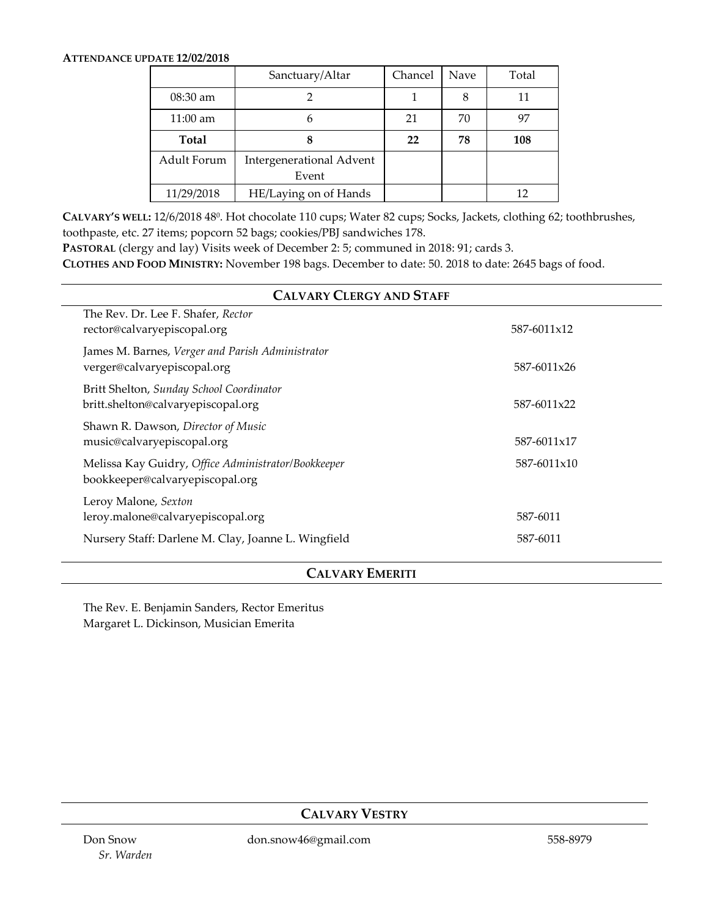**ATTENDANCE UPDATE 12/02/2018**

| | Sanctuary/Altar | Chancel | Nave | Total |
|---|---|---|---|---|
| 08:30 am | 2 | 1 | 8 | 11 |
| 11:00 am | 6 | 21 | 70 | 97 |
| **Total** | **8** | **22** | **78** | **108** |
| Adult Forum | Intergenerational Advent Event | | | |
| 11/29/2018 | HE/Laying on of Hands | | | 12 |

**CALVARY'S WELL:** 12/6/2018 48$^{0}$. Hot chocolate 110 cups; Water 82 cups; Socks, Jackets, clothing 62; toothbrushes, toothpaste, etc. 27 items; popcorn 52 bags; cookies/PBJ sandwiches 178.

**PASTORAL** (clergy and lay) Visits week of December 2: 5; communed in 2018: 91; cards 3.

**CLOTHES AND FOOD MINISTRY:** November 198 bags. December to date: 50. 2018 to date: 2645 bags of food.

## CALVARY CLERGY AND STAFF

The Rev. Dr. Lee F. Shafer, *Rector*
rector@calvaryepiscopal.org — 587-6011x12

James M. Barnes, *Verger and Parish Administrator*
verger@calvaryepiscopal.org — 587-6011x26

Britt Shelton, *Sunday School Coordinator*
britt.shelton@calvaryepiscopal.org — 587-6011x22

Shawn R. Dawson, *Director of Music*
music@calvaryepiscopal.org — 587-6011x17

Melissa Kay Guidry, *Office Administrator/Bookkeeper*
bookkeeper@calvaryepiscopal.org — 587-6011x10

Leroy Malone, *Sexton*
leroy.malone@calvaryepiscopal.org — 587-6011

Nursery Staff: Darlene M. Clay, Joanne L. Wingfield — 587-6011

## CALVARY EMERITI

The Rev. E. Benjamin Sanders, Rector Emeritus
Margaret L. Dickinson, Musician Emerita

## CALVARY VESTRY

Don Snow, *Sr. Warden* — don.snow46@gmail.com — 558-8979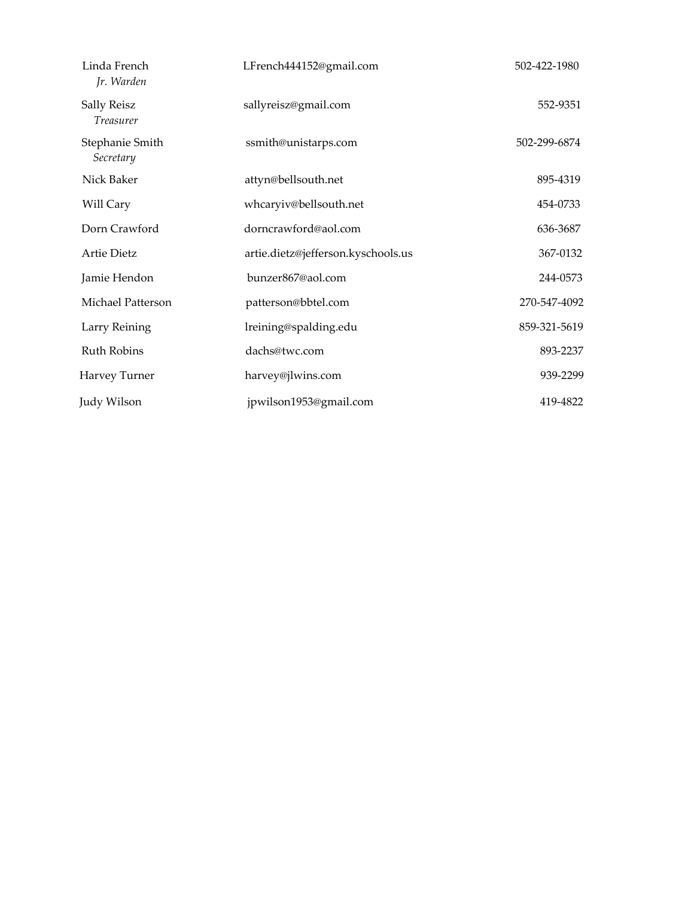| | | |
|---|---|---|
| Linda French<br>*Jr. Warden* | LFrench444152@gmail.com | 502-422-1980 |
| Sally Reisz<br>*Treasurer* | sallyreisz@gmail.com | 552-9351 |
| Stephanie Smith<br>*Secretary* | ssmith@unistarps.com | 502-299-6874 |
| Nick Baker | attyn@bellsouth.net | 895-4319 |
| Will Cary | whcaryiv@bellsouth.net | 454-0733 |
| Dorn Crawford | dorncrawford@aol.com | 636-3687 |
| Artie Dietz | artie.dietz@jefferson.kyschools.us | 367-0132 |
| Jamie Hendon | bunzer867@aol.com | 244-0573 |
| Michael Patterson | patterson@bbtel.com | 270-547-4092 |
| Larry Reining | lreining@spalding.edu | 859-321-5619 |
| Ruth Robins | dachs@twc.com | 893-2237 |
| Harvey Turner | harvey@jlwins.com | 939-2299 |
| Judy Wilson | jpwilson1953@gmail.com | 419-4822 |